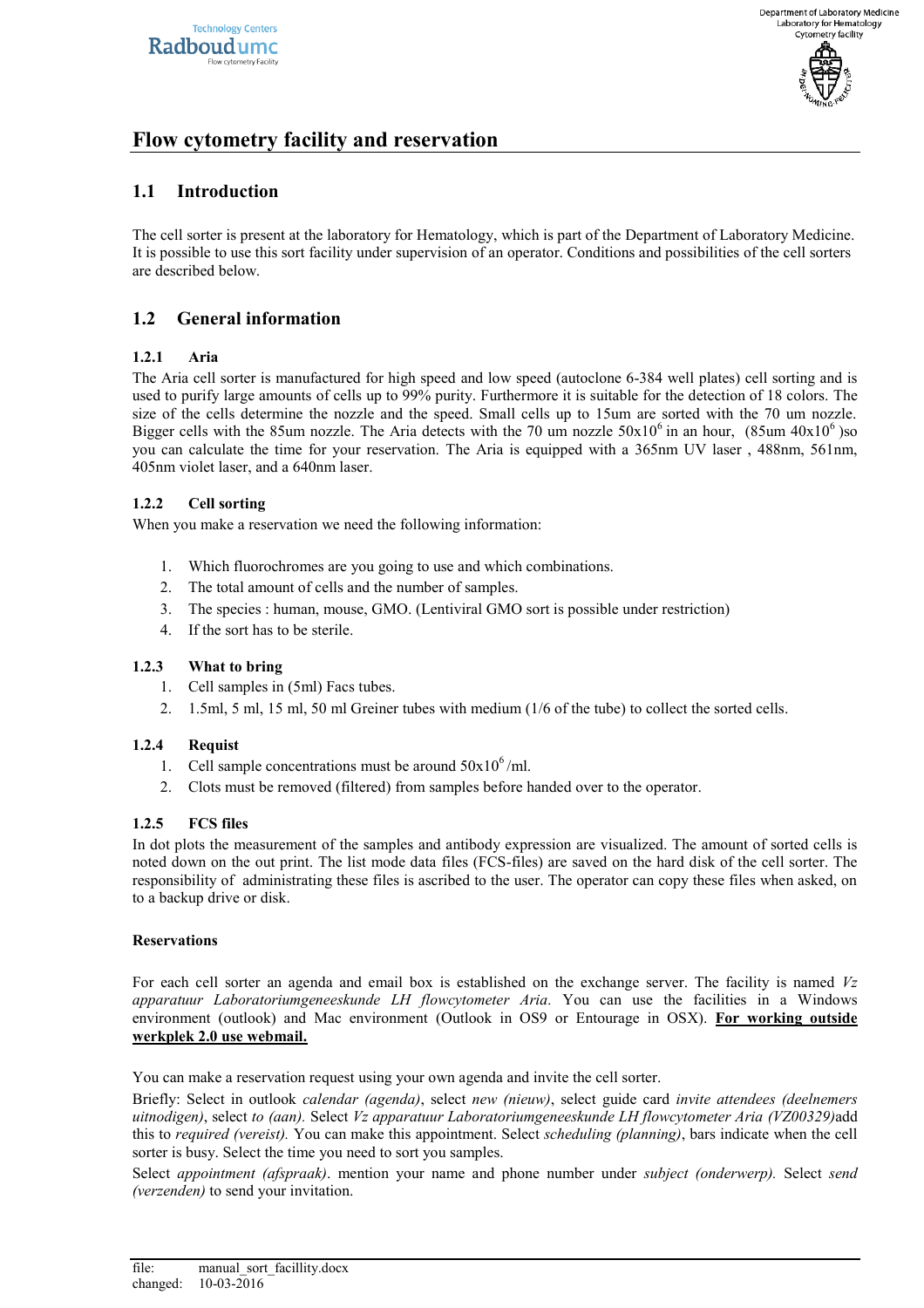# Flow cytometry facility and reservation

## 1.1 Introduction

The cell sorter is present at the laboratory for Hematology, which is part of the Department of Laboratory Medicine. It is possible to use this sort facility under supervision of an operator. Conditions and possibilities of the cell sorters are described below.

## 1.2 General information

### 1.2.1 Aria

The Aria cell sorter is manufactured for high speed and low speed (autoclone 6-384 well plates) cell sorting and is used to purify large amounts of cells up to 99% purity. Furthermore it is suitable for the detection of 18 colors. The size of the cells determine the nozzle and the speed. Small cells up to 15um are sorted with the 70 um nozzle. Bigger cells with the 85um nozzle. The Aria detects with the 70 um nozzle $50x10^6$ in an hour, (85um $40x10^6$ )so you can calculate the time for your reservation. The Aria is equipped with a 365nm UV laser , 488nm, 561nm, 405nm violet laser, and a 640nm laser.

### 1.2.2 Cell sorting

When you make a reservation we need the following information:

1. Which fluorochromes are you going to use and which combinations.
2. The total amount of cells and the number of samples.
3. The species : human, mouse, GMO. (Lentiviral GMO sort is possible under restriction)
4. If the sort has to be sterile.

### 1.2.3 What to bring

1. Cell samples in (5ml) Facs tubes.
2. 1.5ml, 5 ml, 15 ml, 50 ml Greiner tubes with medium (1/6 of the tube) to collect the sorted cells.

### 1.2.4 Requist

1. Cell sample concentrations must be around $50x10^6$/ml.
2. Clots must be removed (filtered) from samples before handed over to the operator.

### 1.2.5 FCS files

In dot plots the measurement of the samples and antibody expression are visualized. The amount of sorted cells is noted down on the out print. The list mode data files (FCS-files) are saved on the hard disk of the cell sorter. The responsibility of administrating these files is ascribed to the user. The operator can copy these files when asked, on to a backup drive or disk.

**Reservations**

For each cell sorter an agenda and email box is established on the exchange server. The facility is named *Vz apparatuur Laboratoriumgeneeskunde LH flowcytometer Aria.* You can use the facilities in a Windows environment (outlook) and Mac environment (Outlook in OS9 or Entourage in OSX). **For working outside werkplek 2.0 use webmail.**

You can make a reservation request using your own agenda and invite the cell sorter.

Briefly: Select in outlook *calendar (agenda)*, select *new (nieuw)*, select guide card *invite attendees (deelnemers uitnodigen)*, select *to (aan).* Select *Vz apparatuur Laboratoriumgeneeskunde LH flowcytometer Aria (VZ00329)*add this to *required (vereist).* You can make this appointment. Select *scheduling (planning)*, bars indicate when the cell sorter is busy. Select the time you need to sort you samples.

Select *appointment (afspraak)*. mention your name and phone number under *subject (onderwerp).* Select *send (verzenden)* to send your invitation.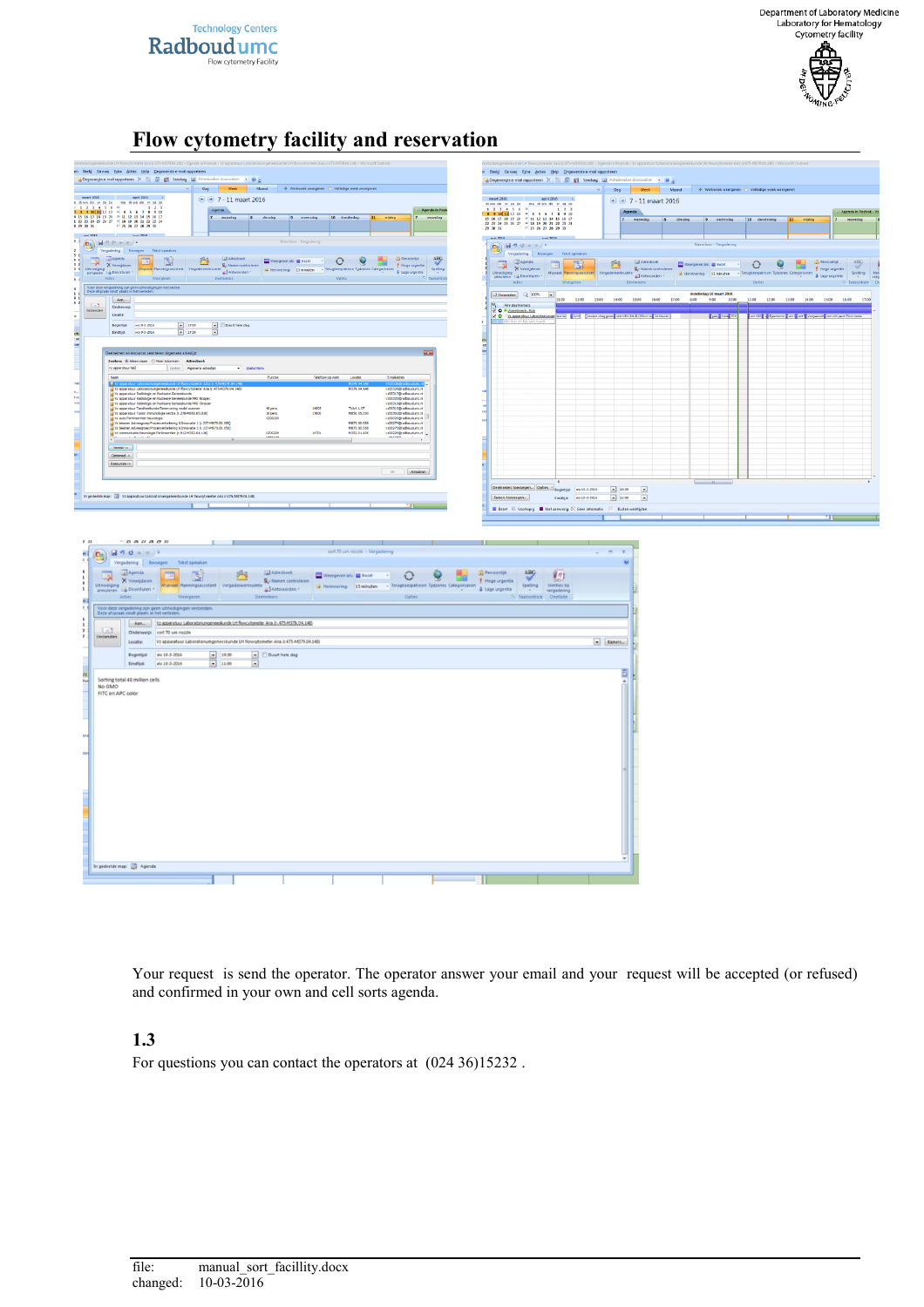# Flow cytometry facility and reservation

Your request is send the operator. The operator answer your email and your request will be accepted (or refused) and confirmed in your own and cell sorts agenda.

## 1.3

For questions you can contact the operators at (024 36)15232 .